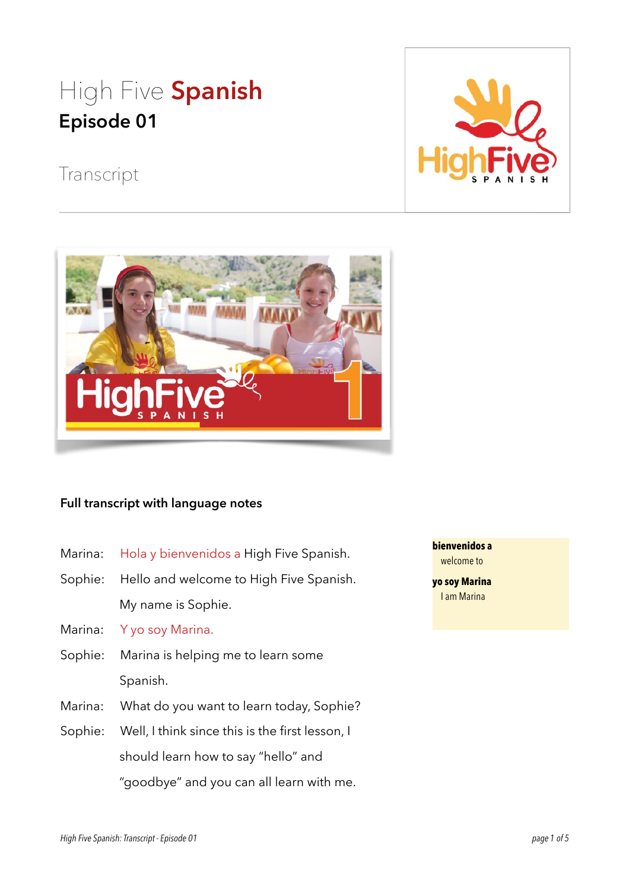# High Five **Spanish**
## Episode 01

Transcript

### Full transcript with language notes

Marina: Hola y bienvenidos a High Five Spanish.

Sophie: Hello and welcome to High Five Spanish. My name is Sophie.

Marina: Y yo soy Marina.

Sophie: Marina is helping me to learn some Spanish.

Marina: What do you want to learn today, Sophie?

Sophie: Well, I think since this is the first lesson, I should learn how to say "hello" and "goodbye" and you can all learn with me.

**bienvenidos a**
welcome to

**yo soy Marina**
I am Marina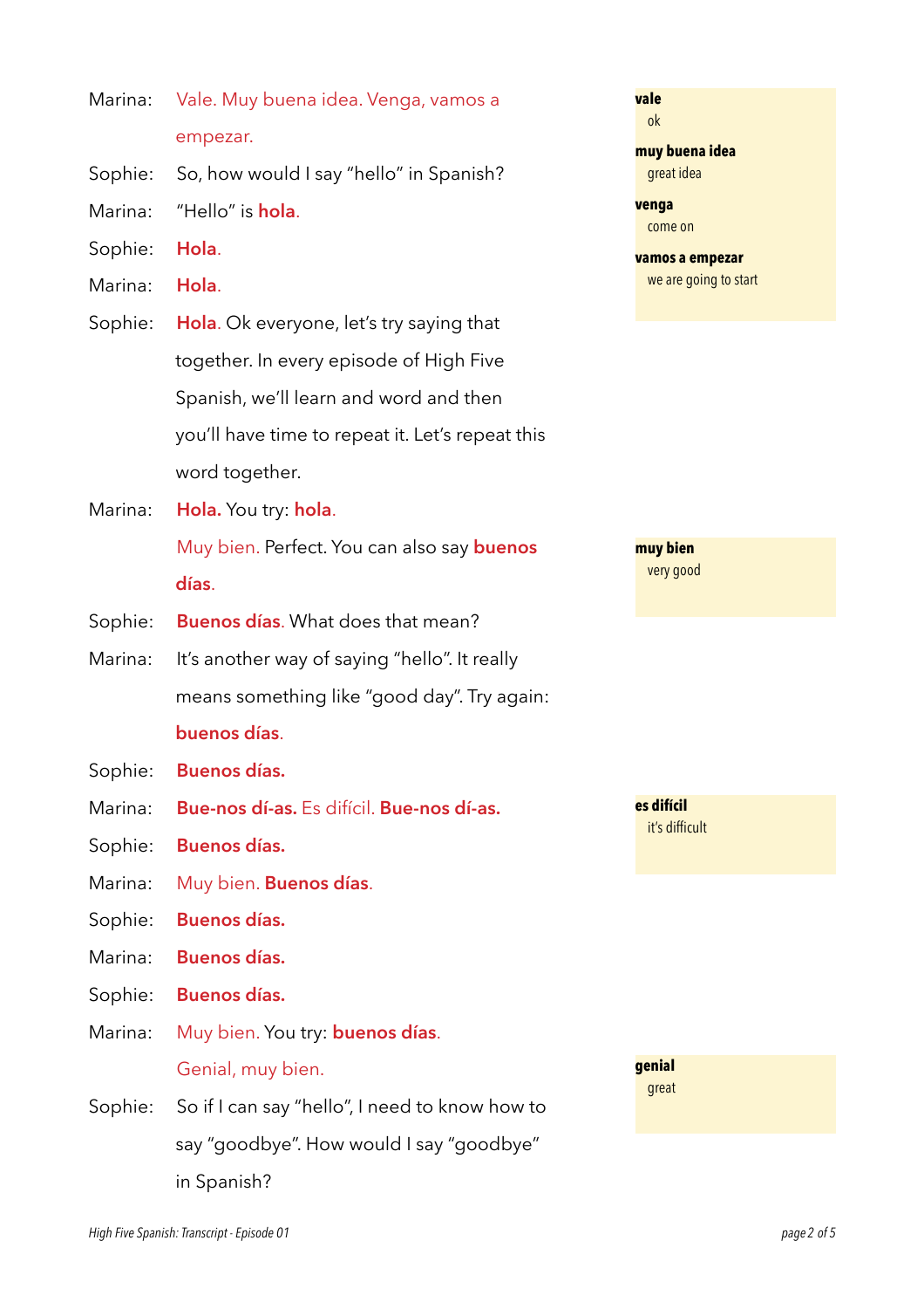Marina: Vale. Muy buena idea. Venga, vamos a empezar.

Sophie: So, how would I say "hello" in Spanish?

Marina: "Hello" is **hola**.

Sophie: **Hola**.

Marina: **Hola**.

Sophie: **Hola**. Ok everyone, let's try saying that together. In every episode of High Five Spanish, we'll learn and word and then you'll have time to repeat it. Let's repeat this word together.

Marina: **Hola.** You try: **hola**.

Muy bien. Perfect. You can also say **buenos días**.

Sophie: **Buenos días**. What does that mean?

Marina: It's another way of saying "hello". It really means something like "good day". Try again: **buenos días**.

Sophie: **Buenos días.**

Marina: **Bue-nos dí-as.** Es difícil. **Bue-nos dí-as.**

Sophie: **Buenos días.**

Marina: Muy bien. **Buenos días**.

Sophie: **Buenos días.**

Marina: **Buenos días.**

Sophie: **Buenos días.**

Marina: Muy bien. You try: **buenos días**.

Genial, muy bien.

Sophie: So if I can say "hello", I need to know how to say "goodbye". How would I say "goodbye" in Spanish?

---

**vale**
ok

**muy buena idea**
great idea

**venga**
come on

**vamos a empezar**
we are going to start

**muy bien**
very good

**es difícil**
it's difficult

**genial**
great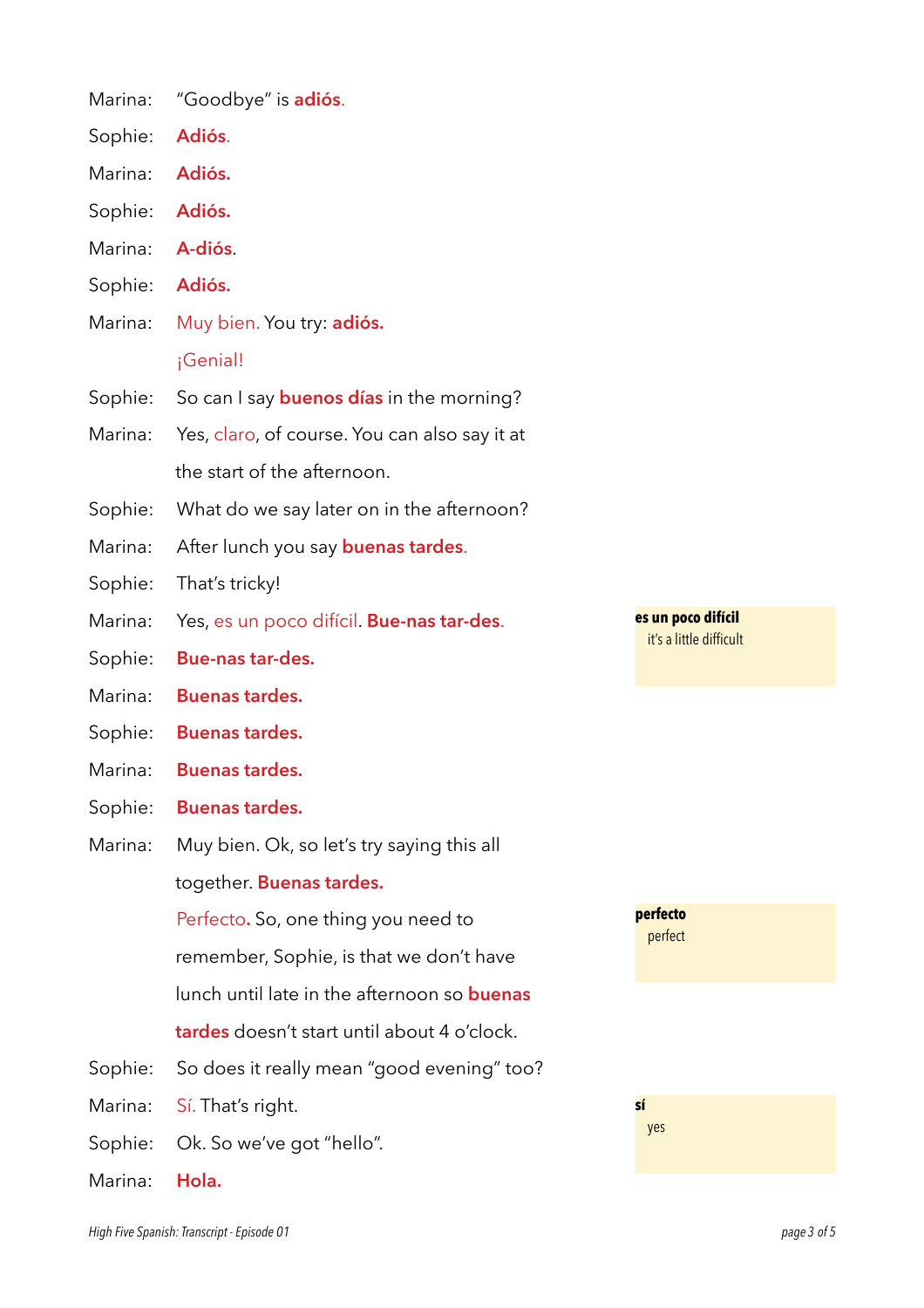Marina: "Goodbye" is **adiós**.

Sophie: **Adiós**.

Marina: **Adiós.**

Sophie: **Adiós.**

Marina: **A-diós**.

Sophie: **Adiós.**

Marina: Muy bien. You try: **adiós.**

¡Genial!

Sophie: So can I say **buenos días** in the morning?

Marina: Yes, claro, of course. You can also say it at the start of the afternoon.

Sophie: What do we say later on in the afternoon?

Marina: After lunch you say **buenas tardes**.

Sophie: That's tricky!

Marina: Yes, es un poco difícil. **Bue-nas tar-des**.

> **es un poco difícil**
> it's a little difficult

Sophie: **Bue-nas tar-des.**

Marina: **Buenas tardes.**

Sophie: **Buenas tardes.**

Marina: **Buenas tardes.**

Sophie: **Buenas tardes.**

Marina: Muy bien. Ok, so let's try saying this all together. **Buenas tardes.**

Perfecto**.** So, one thing you need to remember, Sophie, is that we don't have lunch until late in the afternoon so **buenas tardes** doesn't start until about 4 o'clock.

> **perfecto**
> perfect

Sophie: So does it really mean "good evening" too?

Marina: Sí. That's right.

> **sí**
> yes

Sophie: Ok. So we've got "hello".

Marina: **Hola.**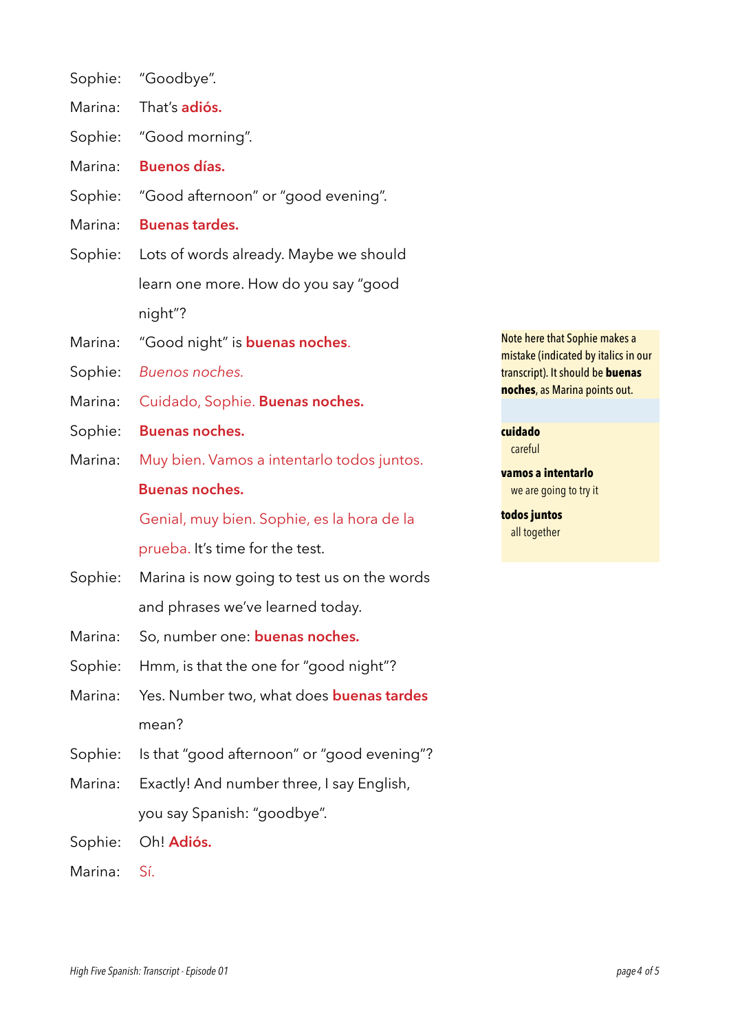Sophie: "Goodbye".

Marina: That's **adiós.**

Sophie: "Good morning".

Marina: **Buenos días.**

Sophie: "Good afternoon" or "good evening".

Marina: **Buenas tardes.**

Sophie: Lots of words already. Maybe we should learn one more. How do you say "good night"?

Marina: "Good night" is **buenas noches**.

Sophie: *Buenos noches.*

Marina: Cuidado, Sophie. **Buenas noches.**

Sophie: **Buenas noches.**

Marina: Muy bien. Vamos a intentarlo todos juntos.

**Buenas noches.**

Genial, muy bien. Sophie, es la hora de la prueba. It's time for the test.

Sophie: Marina is now going to test us on the words and phrases we've learned today.

Marina: So, number one: **buenas noches.**

Sophie: Hmm, is that the one for "good night"?

Marina: Yes. Number two, what does **buenas tardes** mean?

Sophie: Is that "good afternoon" or "good evening"?

Marina: Exactly! And number three, I say English, you say Spanish: "goodbye".

Sophie: Oh! **Adiós.**

Marina: Sí.

> Note here that Sophie makes a mistake (indicated by italics in our transcript). It should be **buenas noches**, as Marina points out.

> **cuidado**
> careful
>
> **vamos a intentarlo**
> we are going to try it
>
> **todos juntos**
> all together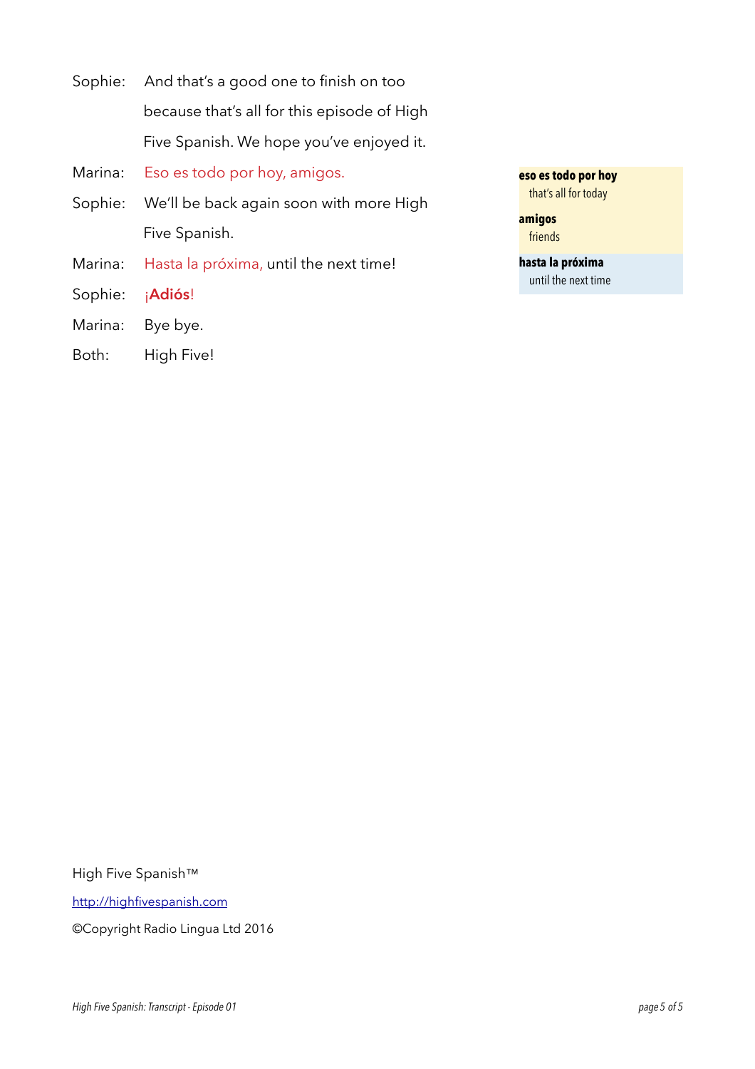Sophie: And that's a good one to finish on too because that's all for this episode of High Five Spanish. We hope you've enjoyed it.

Marina: Eso es todo por hoy, amigos.

Sophie: We'll be back again soon with more High Five Spanish.

Marina: Hasta la próxima, until the next time!

Sophie: ¡**Adiós**!

Marina: Bye bye.

Both: High Five!

**eso es todo por hoy**
that's all for today

**amigos**
friends

**hasta la próxima**
until the next time

High Five Spanish™

http://highfivespanish.com

©Copyright Radio Lingua Ltd 2016